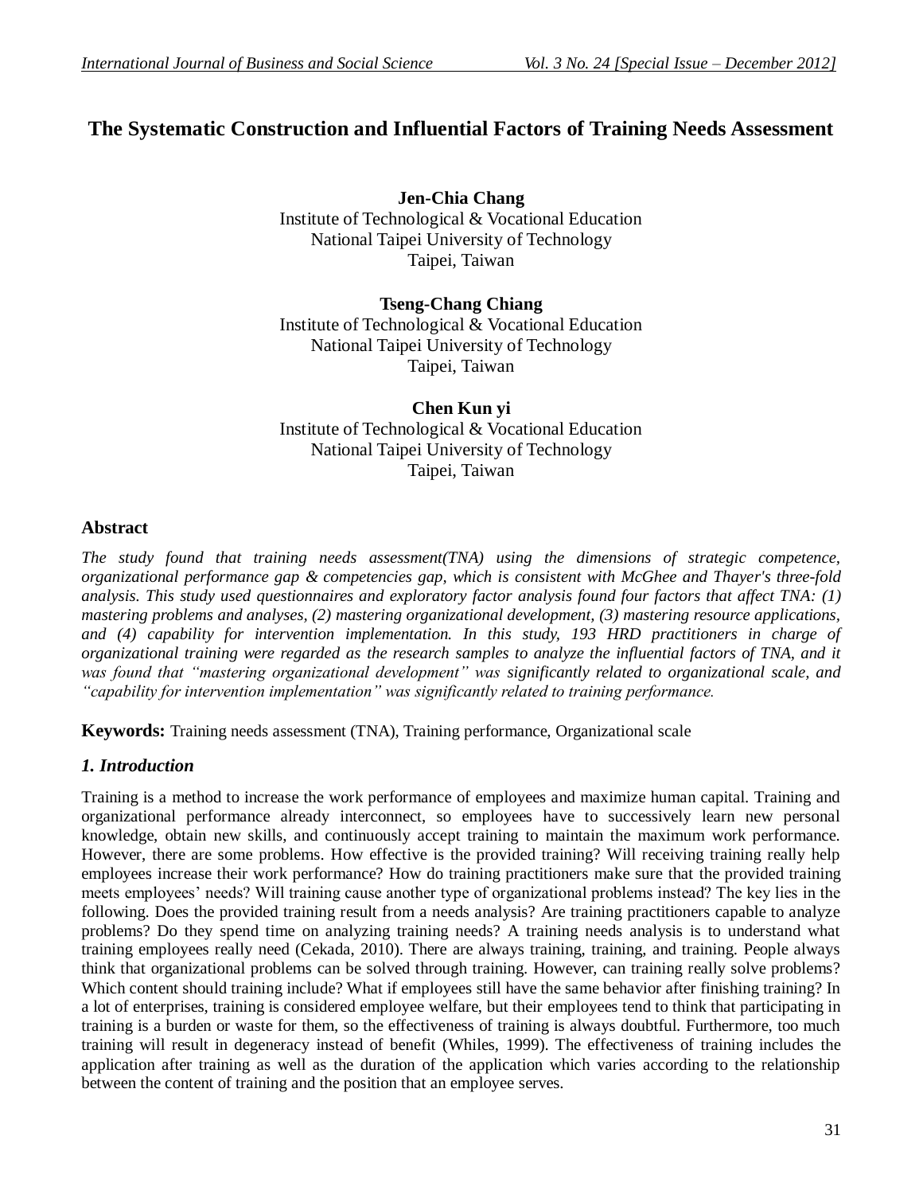# The Systematic Construction and Influential Factors of Training Needs Assessment

**Jen-Chia Chang**
Institute of Technological & Vocational Education
National Taipei University of Technology
Taipei, Taiwan

**Tseng-Chang Chiang**
Institute of Technological & Vocational Education
National Taipei University of Technology
Taipei, Taiwan

**Chen Kun yi**
Institute of Technological & Vocational Education
National Taipei University of Technology
Taipei, Taiwan

## Abstract

*The study found that training needs assessment(TNA) using the dimensions of strategic competence, organizational performance gap & competencies gap, which is consistent with McGhee and Thayer's three-fold analysis. This study used questionnaires and exploratory factor analysis found four factors that affect TNA: (1) mastering problems and analyses, (2) mastering organizational development, (3) mastering resource applications, and (4) capability for intervention implementation. In this study, 193 HRD practitioners in charge of organizational training were regarded as the research samples to analyze the influential factors of TNA, and it was found that "mastering organizational development" was significantly related to organizational scale, and "capability for intervention implementation" was significantly related to training performance.*

**Keywords:** Training needs assessment (TNA), Training performance, Organizational scale

## *1. Introduction*

Training is a method to increase the work performance of employees and maximize human capital. Training and organizational performance already interconnect, so employees have to successively learn new personal knowledge, obtain new skills, and continuously accept training to maintain the maximum work performance. However, there are some problems. How effective is the provided training? Will receiving training really help employees increase their work performance? How do training practitioners make sure that the provided training meets employees' needs? Will training cause another type of organizational problems instead? The key lies in the following. Does the provided training result from a needs analysis? Are training practitioners capable to analyze problems? Do they spend time on analyzing training needs? A training needs analysis is to understand what training employees really need (Cekada, 2010). There are always training, training, and training. People always think that organizational problems can be solved through training. However, can training really solve problems? Which content should training include? What if employees still have the same behavior after finishing training? In a lot of enterprises, training is considered employee welfare, but their employees tend to think that participating in training is a burden or waste for them, so the effectiveness of training is always doubtful. Furthermore, too much training will result in degeneracy instead of benefit (Whiles, 1999). The effectiveness of training includes the application after training as well as the duration of the application which varies according to the relationship between the content of training and the position that an employee serves.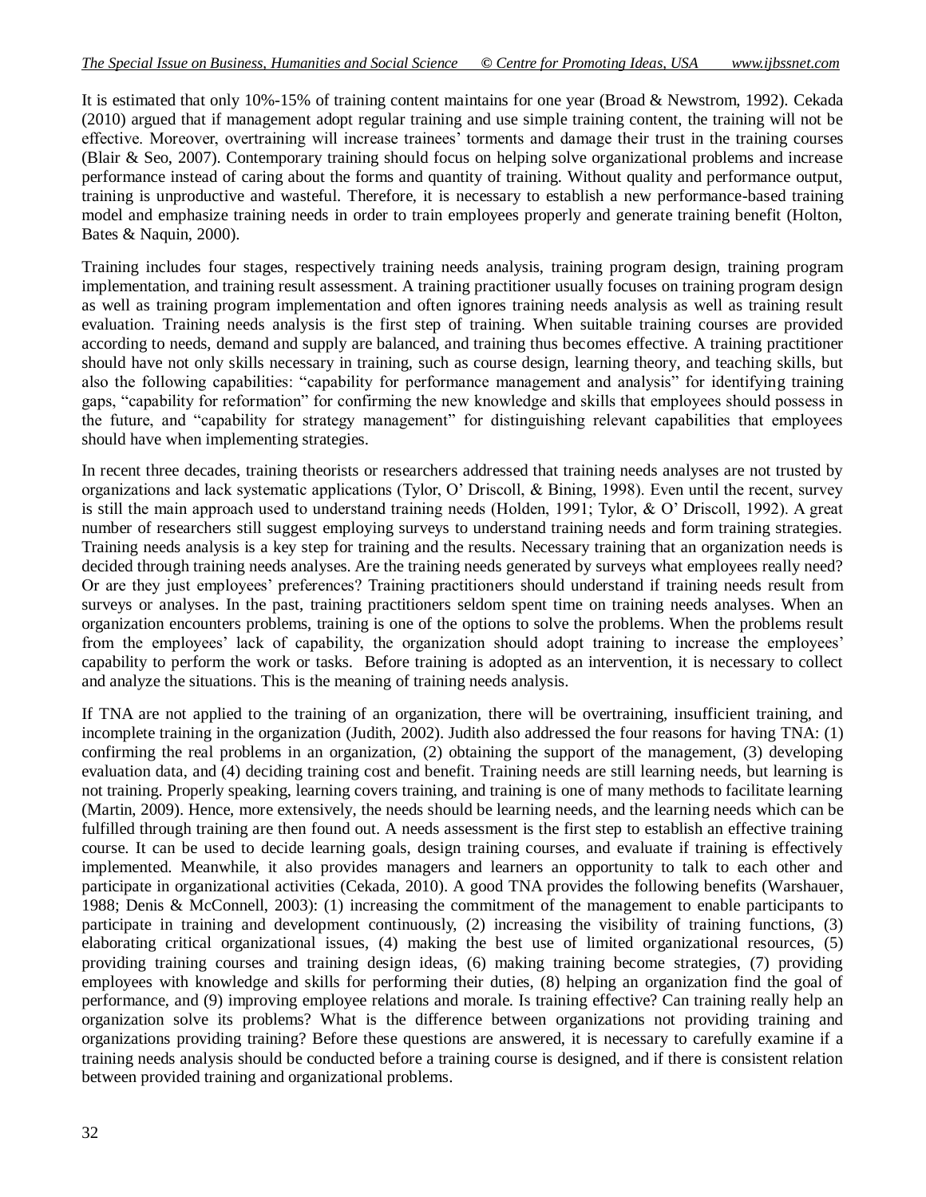It is estimated that only 10%-15% of training content maintains for one year (Broad & Newstrom, 1992). Cekada (2010) argued that if management adopt regular training and use simple training content, the training will not be effective. Moreover, overtraining will increase trainees' torments and damage their trust in the training courses (Blair & Seo, 2007). Contemporary training should focus on helping solve organizational problems and increase performance instead of caring about the forms and quantity of training. Without quality and performance output, training is unproductive and wasteful. Therefore, it is necessary to establish a new performance-based training model and emphasize training needs in order to train employees properly and generate training benefit (Holton, Bates & Naquin, 2000).

Training includes four stages, respectively training needs analysis, training program design, training program implementation, and training result assessment. A training practitioner usually focuses on training program design as well as training program implementation and often ignores training needs analysis as well as training result evaluation. Training needs analysis is the first step of training. When suitable training courses are provided according to needs, demand and supply are balanced, and training thus becomes effective. A training practitioner should have not only skills necessary in training, such as course design, learning theory, and teaching skills, but also the following capabilities: "capability for performance management and analysis" for identifying training gaps, "capability for reformation" for confirming the new knowledge and skills that employees should possess in the future, and "capability for strategy management" for distinguishing relevant capabilities that employees should have when implementing strategies.

In recent three decades, training theorists or researchers addressed that training needs analyses are not trusted by organizations and lack systematic applications (Tylor, O' Driscoll, & Bining, 1998). Even until the recent, survey is still the main approach used to understand training needs (Holden, 1991; Tylor, & O' Driscoll, 1992). A great number of researchers still suggest employing surveys to understand training needs and form training strategies. Training needs analysis is a key step for training and the results. Necessary training that an organization needs is decided through training needs analyses. Are the training needs generated by surveys what employees really need? Or are they just employees' preferences? Training practitioners should understand if training needs result from surveys or analyses. In the past, training practitioners seldom spent time on training needs analyses. When an organization encounters problems, training is one of the options to solve the problems. When the problems result from the employees' lack of capability, the organization should adopt training to increase the employees' capability to perform the work or tasks. Before training is adopted as an intervention, it is necessary to collect and analyze the situations. This is the meaning of training needs analysis.

If TNA are not applied to the training of an organization, there will be overtraining, insufficient training, and incomplete training in the organization (Judith, 2002). Judith also addressed the four reasons for having TNA: (1) confirming the real problems in an organization, (2) obtaining the support of the management, (3) developing evaluation data, and (4) deciding training cost and benefit. Training needs are still learning needs, but learning is not training. Properly speaking, learning covers training, and training is one of many methods to facilitate learning (Martin, 2009). Hence, more extensively, the needs should be learning needs, and the learning needs which can be fulfilled through training are then found out. A needs assessment is the first step to establish an effective training course. It can be used to decide learning goals, design training courses, and evaluate if training is effectively implemented. Meanwhile, it also provides managers and learners an opportunity to talk to each other and participate in organizational activities (Cekada, 2010). A good TNA provides the following benefits (Warshauer, 1988; Denis & McConnell, 2003): (1) increasing the commitment of the management to enable participants to participate in training and development continuously, (2) increasing the visibility of training functions, (3) elaborating critical organizational issues, (4) making the best use of limited organizational resources, (5) providing training courses and training design ideas, (6) making training become strategies, (7) providing employees with knowledge and skills for performing their duties, (8) helping an organization find the goal of performance, and (9) improving employee relations and morale. Is training effective? Can training really help an organization solve its problems? What is the difference between organizations not providing training and organizations providing training? Before these questions are answered, it is necessary to carefully examine if a training needs analysis should be conducted before a training course is designed, and if there is consistent relation between provided training and organizational problems.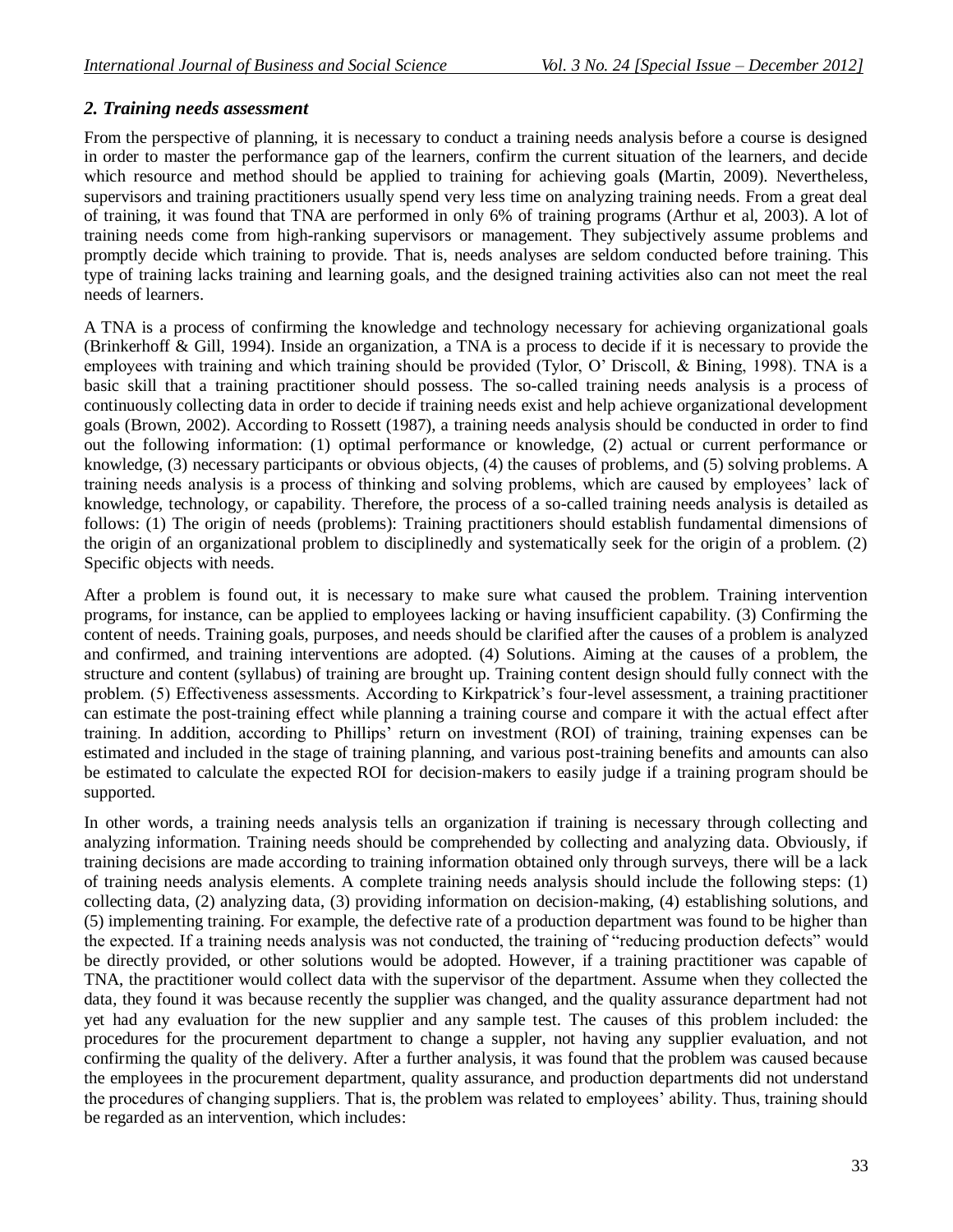## *2. Training needs assessment*

From the perspective of planning, it is necessary to conduct a training needs analysis before a course is designed in order to master the performance gap of the learners, confirm the current situation of the learners, and decide which resource and method should be applied to training for achieving goals **(**Martin, 2009). Nevertheless, supervisors and training practitioners usually spend very less time on analyzing training needs. From a great deal of training, it was found that TNA are performed in only 6% of training programs (Arthur et al, 2003). A lot of training needs come from high-ranking supervisors or management. They subjectively assume problems and promptly decide which training to provide. That is, needs analyses are seldom conducted before training. This type of training lacks training and learning goals, and the designed training activities also can not meet the real needs of learners.

A TNA is a process of confirming the knowledge and technology necessary for achieving organizational goals (Brinkerhoff & Gill, 1994). Inside an organization, a TNA is a process to decide if it is necessary to provide the employees with training and which training should be provided (Tylor, O' Driscoll, & Bining, 1998). TNA is a basic skill that a training practitioner should possess. The so-called training needs analysis is a process of continuously collecting data in order to decide if training needs exist and help achieve organizational development goals (Brown, 2002). According to Rossett (1987), a training needs analysis should be conducted in order to find out the following information: (1) optimal performance or knowledge, (2) actual or current performance or knowledge, (3) necessary participants or obvious objects, (4) the causes of problems, and (5) solving problems. A training needs analysis is a process of thinking and solving problems, which are caused by employees' lack of knowledge, technology, or capability. Therefore, the process of a so-called training needs analysis is detailed as follows: (1) The origin of needs (problems): Training practitioners should establish fundamental dimensions of the origin of an organizational problem to disciplinedly and systematically seek for the origin of a problem. (2) Specific objects with needs.

After a problem is found out, it is necessary to make sure what caused the problem. Training intervention programs, for instance, can be applied to employees lacking or having insufficient capability. (3) Confirming the content of needs. Training goals, purposes, and needs should be clarified after the causes of a problem is analyzed and confirmed, and training interventions are adopted. (4) Solutions. Aiming at the causes of a problem, the structure and content (syllabus) of training are brought up. Training content design should fully connect with the problem. (5) Effectiveness assessments. According to Kirkpatrick's four-level assessment, a training practitioner can estimate the post-training effect while planning a training course and compare it with the actual effect after training. In addition, according to Phillips' return on investment (ROI) of training, training expenses can be estimated and included in the stage of training planning, and various post-training benefits and amounts can also be estimated to calculate the expected ROI for decision-makers to easily judge if a training program should be supported.

In other words, a training needs analysis tells an organization if training is necessary through collecting and analyzing information. Training needs should be comprehended by collecting and analyzing data. Obviously, if training decisions are made according to training information obtained only through surveys, there will be a lack of training needs analysis elements. A complete training needs analysis should include the following steps: (1) collecting data, (2) analyzing data, (3) providing information on decision-making, (4) establishing solutions, and (5) implementing training. For example, the defective rate of a production department was found to be higher than the expected. If a training needs analysis was not conducted, the training of "reducing production defects" would be directly provided, or other solutions would be adopted. However, if a training practitioner was capable of TNA, the practitioner would collect data with the supervisor of the department. Assume when they collected the data, they found it was because recently the supplier was changed, and the quality assurance department had not yet had any evaluation for the new supplier and any sample test. The causes of this problem included: the procedures for the procurement department to change a suppler, not having any supplier evaluation, and not confirming the quality of the delivery. After a further analysis, it was found that the problem was caused because the employees in the procurement department, quality assurance, and production departments did not understand the procedures of changing suppliers. That is, the problem was related to employees' ability. Thus, training should be regarded as an intervention, which includes: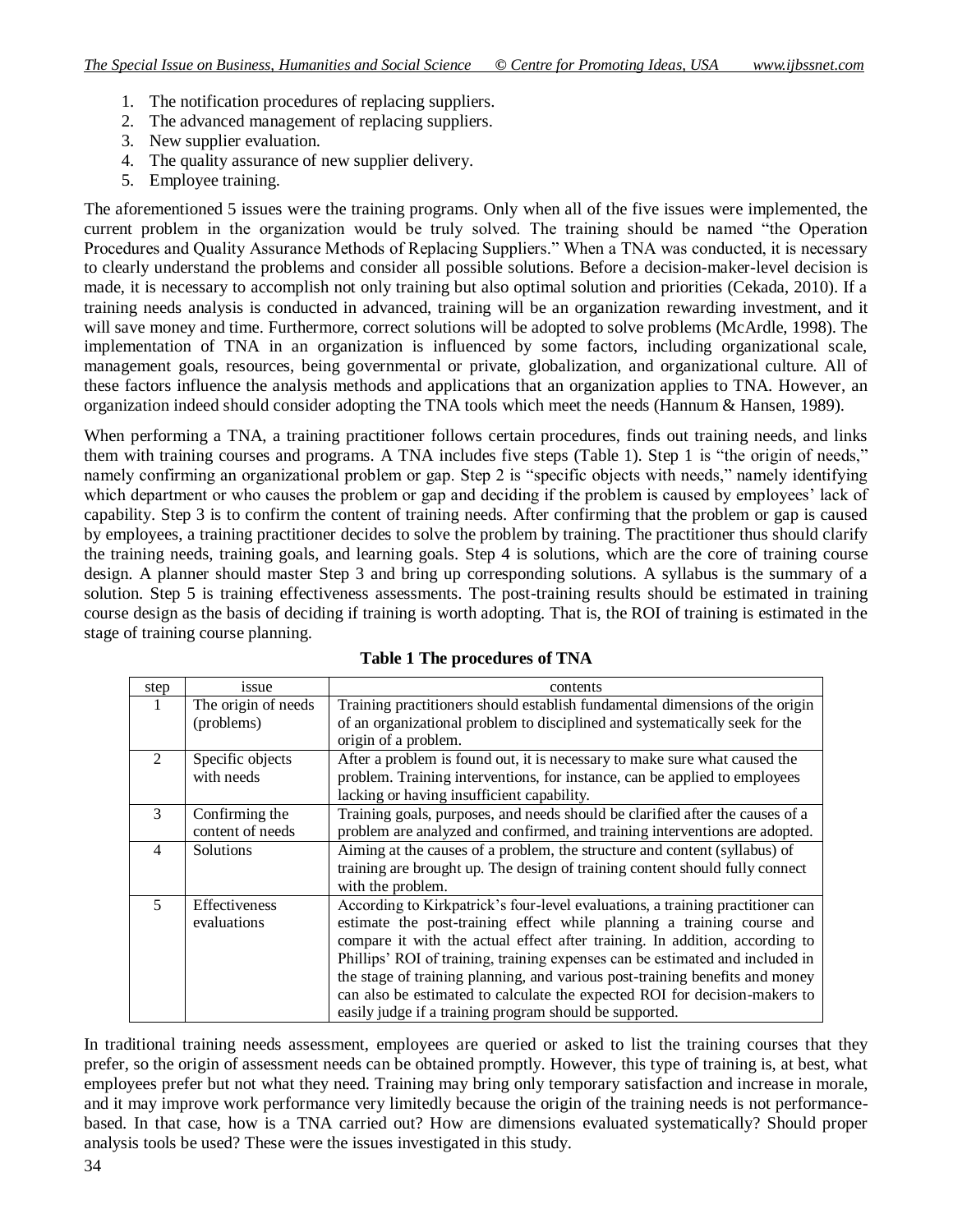1. The notification procedures of replacing suppliers.
2. The advanced management of replacing suppliers.
3. New supplier evaluation.
4. The quality assurance of new supplier delivery.
5. Employee training.

The aforementioned 5 issues were the training programs. Only when all of the five issues were implemented, the current problem in the organization would be truly solved. The training should be named "the Operation Procedures and Quality Assurance Methods of Replacing Suppliers." When a TNA was conducted, it is necessary to clearly understand the problems and consider all possible solutions. Before a decision-maker-level decision is made, it is necessary to accomplish not only training but also optimal solution and priorities (Cekada, 2010). If a training needs analysis is conducted in advanced, training will be an organization rewarding investment, and it will save money and time. Furthermore, correct solutions will be adopted to solve problems (McArdle, 1998). The implementation of TNA in an organization is influenced by some factors, including organizational scale, management goals, resources, being governmental or private, globalization, and organizational culture. All of these factors influence the analysis methods and applications that an organization applies to TNA. However, an organization indeed should consider adopting the TNA tools which meet the needs (Hannum & Hansen, 1989).

When performing a TNA, a training practitioner follows certain procedures, finds out training needs, and links them with training courses and programs. A TNA includes five steps (Table 1). Step 1 is "the origin of needs," namely confirming an organizational problem or gap. Step 2 is "specific objects with needs," namely identifying which department or who causes the problem or gap and deciding if the problem is caused by employees' lack of capability. Step 3 is to confirm the content of training needs. After confirming that the problem or gap is caused by employees, a training practitioner decides to solve the problem by training. The practitioner thus should clarify the training needs, training goals, and learning goals. Step 4 is solutions, which are the core of training course design. A planner should master Step 3 and bring up corresponding solutions. A syllabus is the summary of a solution. Step 5 is training effectiveness assessments. The post-training results should be estimated in training course design as the basis of deciding if training is worth adopting. That is, the ROI of training is estimated in the stage of training course planning.

**Table 1 The procedures of TNA**

| step | issue | contents |
|---|---|---|
| 1 | The origin of needs (problems) | Training practitioners should establish fundamental dimensions of the origin of an organizational problem to disciplined and systematically seek for the origin of a problem. |
| 2 | Specific objects with needs | After a problem is found out, it is necessary to make sure what caused the problem. Training interventions, for instance, can be applied to employees lacking or having insufficient capability. |
| 3 | Confirming the content of needs | Training goals, purposes, and needs should be clarified after the causes of a problem are analyzed and confirmed, and training interventions are adopted. |
| 4 | Solutions | Aiming at the causes of a problem, the structure and content (syllabus) of training are brought up. The design of training content should fully connect with the problem. |
| 5 | Effectiveness evaluations | According to Kirkpatrick's four-level evaluations, a training practitioner can estimate the post-training effect while planning a training course and compare it with the actual effect after training. In addition, according to Phillips' ROI of training, training expenses can be estimated and included in the stage of training planning, and various post-training benefits and money can also be estimated to calculate the expected ROI for decision-makers to easily judge if a training program should be supported. |

In traditional training needs assessment, employees are queried or asked to list the training courses that they prefer, so the origin of assessment needs can be obtained promptly. However, this type of training is, at best, what employees prefer but not what they need. Training may bring only temporary satisfaction and increase in morale, and it may improve work performance very limitedly because the origin of the training needs is not performance-based. In that case, how is a TNA carried out? How are dimensions evaluated systematically? Should proper analysis tools be used? These were the issues investigated in this study.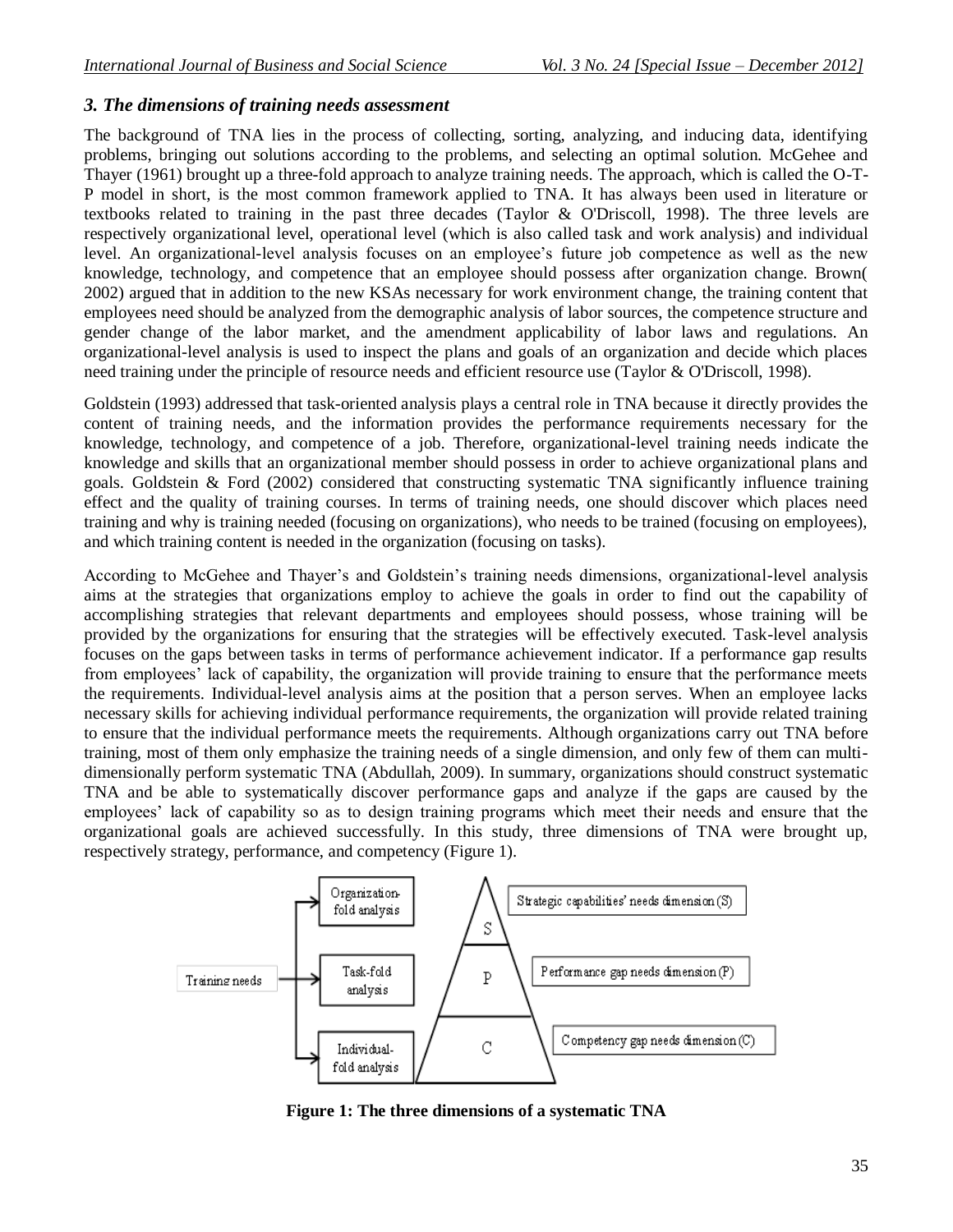### *3. The dimensions of training needs assessment*

The background of TNA lies in the process of collecting, sorting, analyzing, and inducing data, identifying problems, bringing out solutions according to the problems, and selecting an optimal solution. McGehee and Thayer (1961) brought up a three-fold approach to analyze training needs. The approach, which is called the O-T-P model in short, is the most common framework applied to TNA. It has always been used in literature or textbooks related to training in the past three decades (Taylor & O'Driscoll, 1998). The three levels are respectively organizational level, operational level (which is also called task and work analysis) and individual level. An organizational-level analysis focuses on an employee's future job competence as well as the new knowledge, technology, and competence that an employee should possess after organization change. Brown( 2002) argued that in addition to the new KSAs necessary for work environment change, the training content that employees need should be analyzed from the demographic analysis of labor sources, the competence structure and gender change of the labor market, and the amendment applicability of labor laws and regulations. An organizational-level analysis is used to inspect the plans and goals of an organization and decide which places need training under the principle of resource needs and efficient resource use (Taylor & O'Driscoll, 1998).

Goldstein (1993) addressed that task-oriented analysis plays a central role in TNA because it directly provides the content of training needs, and the information provides the performance requirements necessary for the knowledge, technology, and competence of a job. Therefore, organizational-level training needs indicate the knowledge and skills that an organizational member should possess in order to achieve organizational plans and goals. Goldstein & Ford (2002) considered that constructing systematic TNA significantly influence training effect and the quality of training courses. In terms of training needs, one should discover which places need training and why is training needed (focusing on organizations), who needs to be trained (focusing on employees), and which training content is needed in the organization (focusing on tasks).

According to McGehee and Thayer's and Goldstein's training needs dimensions, organizational-level analysis aims at the strategies that organizations employ to achieve the goals in order to find out the capability of accomplishing strategies that relevant departments and employees should possess, whose training will be provided by the organizations for ensuring that the strategies will be effectively executed. Task-level analysis focuses on the gaps between tasks in terms of performance achievement indicator. If a performance gap results from employees' lack of capability, the organization will provide training to ensure that the performance meets the requirements. Individual-level analysis aims at the position that a person serves. When an employee lacks necessary skills for achieving individual performance requirements, the organization will provide related training to ensure that the individual performance meets the requirements. Although organizations carry out TNA before training, most of them only emphasize the training needs of a single dimension, and only few of them can multi-dimensionally perform systematic TNA (Abdullah, 2009). In summary, organizations should construct systematic TNA and be able to systematically discover performance gaps and analyze if the gaps are caused by the employees' lack of capability so as to design training programs which meet their needs and ensure that the organizational goals are achieved successfully. In this study, three dimensions of TNA were brought up, respectively strategy, performance, and competency (Figure 1).

Training needs → Organization-fold analysis / Task-fold analysis / Individual-fold analysis

S — Strategic capabilities' needs dimension (S)

P — Performance gap needs dimension (P)

C — Competency gap needs dimension (C)

**Figure 1: The three dimensions of a systematic TNA**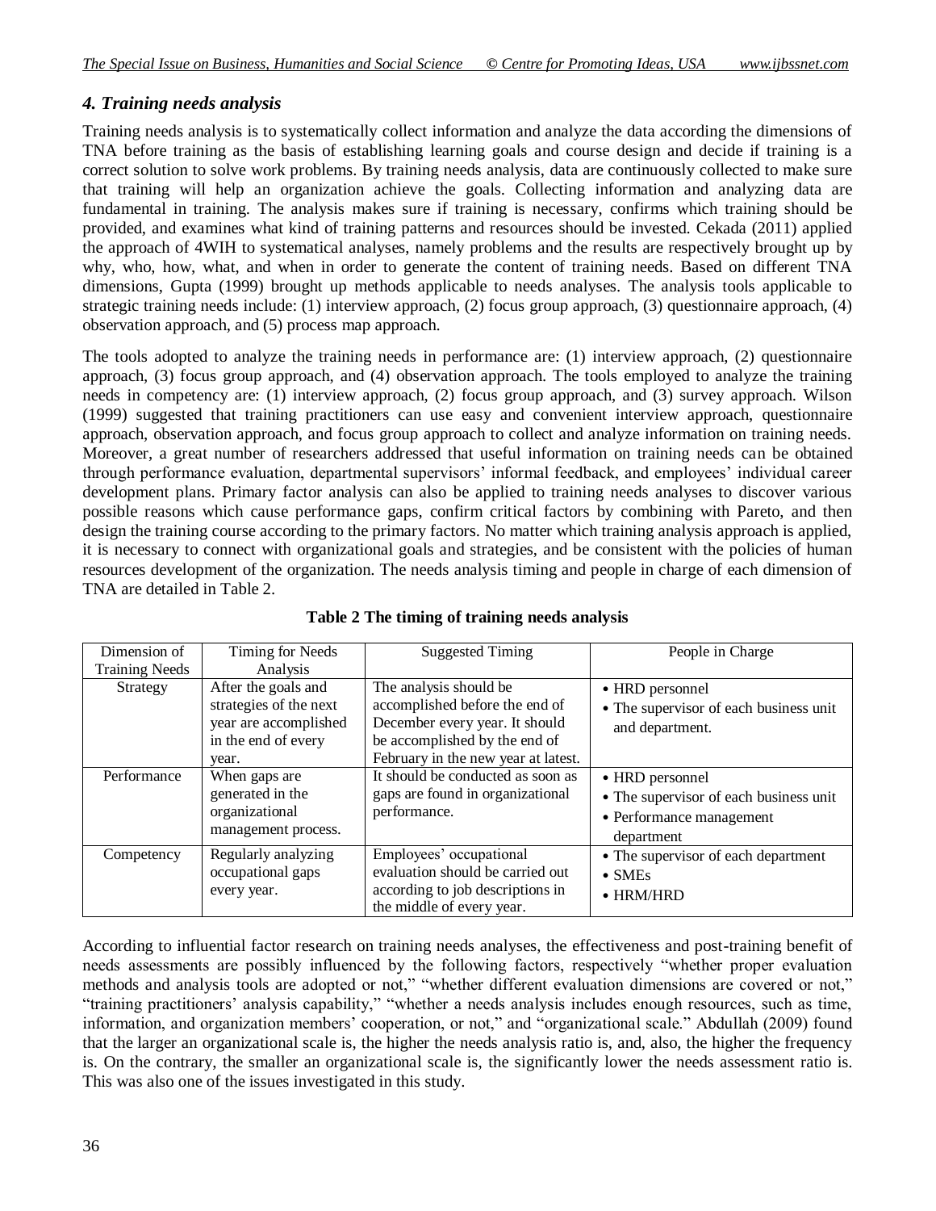### *4. Training needs analysis*

Training needs analysis is to systematically collect information and analyze the data according the dimensions of TNA before training as the basis of establishing learning goals and course design and decide if training is a correct solution to solve work problems. By training needs analysis, data are continuously collected to make sure that training will help an organization achieve the goals. Collecting information and analyzing data are fundamental in training. The analysis makes sure if training is necessary, confirms which training should be provided, and examines what kind of training patterns and resources should be invested. Cekada (2011) applied the approach of 4WIH to systematical analyses, namely problems and the results are respectively brought up by why, who, how, what, and when in order to generate the content of training needs. Based on different TNA dimensions, Gupta (1999) brought up methods applicable to needs analyses. The analysis tools applicable to strategic training needs include: (1) interview approach, (2) focus group approach, (3) questionnaire approach, (4) observation approach, and (5) process map approach.

The tools adopted to analyze the training needs in performance are: (1) interview approach, (2) questionnaire approach, (3) focus group approach, and (4) observation approach. The tools employed to analyze the training needs in competency are: (1) interview approach, (2) focus group approach, and (3) survey approach. Wilson (1999) suggested that training practitioners can use easy and convenient interview approach, questionnaire approach, observation approach, and focus group approach to collect and analyze information on training needs. Moreover, a great number of researchers addressed that useful information on training needs can be obtained through performance evaluation, departmental supervisors' informal feedback, and employees' individual career development plans. Primary factor analysis can also be applied to training needs analyses to discover various possible reasons which cause performance gaps, confirm critical factors by combining with Pareto, and then design the training course according to the primary factors. No matter which training analysis approach is applied, it is necessary to connect with organizational goals and strategies, and be consistent with the policies of human resources development of the organization. The needs analysis timing and people in charge of each dimension of TNA are detailed in Table 2.

**Table 2 The timing of training needs analysis**

| Dimension of Training Needs | Timing for Needs Analysis | Suggested Timing | People in Charge |
|---|---|---|---|
| Strategy | After the goals and strategies of the next year are accomplished in the end of every year. | The analysis should be accomplished before the end of December every year. It should be accomplished by the end of February in the new year at latest. | • HRD personnel<br>• The supervisor of each business unit and department. |
| Performance | When gaps are generated in the organizational management process. | It should be conducted as soon as gaps are found in organizational performance. | • HRD personnel<br>• The supervisor of each business unit<br>• Performance management department |
| Competency | Regularly analyzing occupational gaps every year. | Employees' occupational evaluation should be carried out according to job descriptions in the middle of every year. | • The supervisor of each department<br>• SMEs<br>• HRM/HRD |

According to influential factor research on training needs analyses, the effectiveness and post-training benefit of needs assessments are possibly influenced by the following factors, respectively "whether proper evaluation methods and analysis tools are adopted or not," "whether different evaluation dimensions are covered or not," "training practitioners' analysis capability," "whether a needs analysis includes enough resources, such as time, information, and organization members' cooperation, or not," and "organizational scale." Abdullah (2009) found that the larger an organizational scale is, the higher the needs analysis ratio is, and, also, the higher the frequency is. On the contrary, the smaller an organizational scale is, the significantly lower the needs assessment ratio is. This was also one of the issues investigated in this study.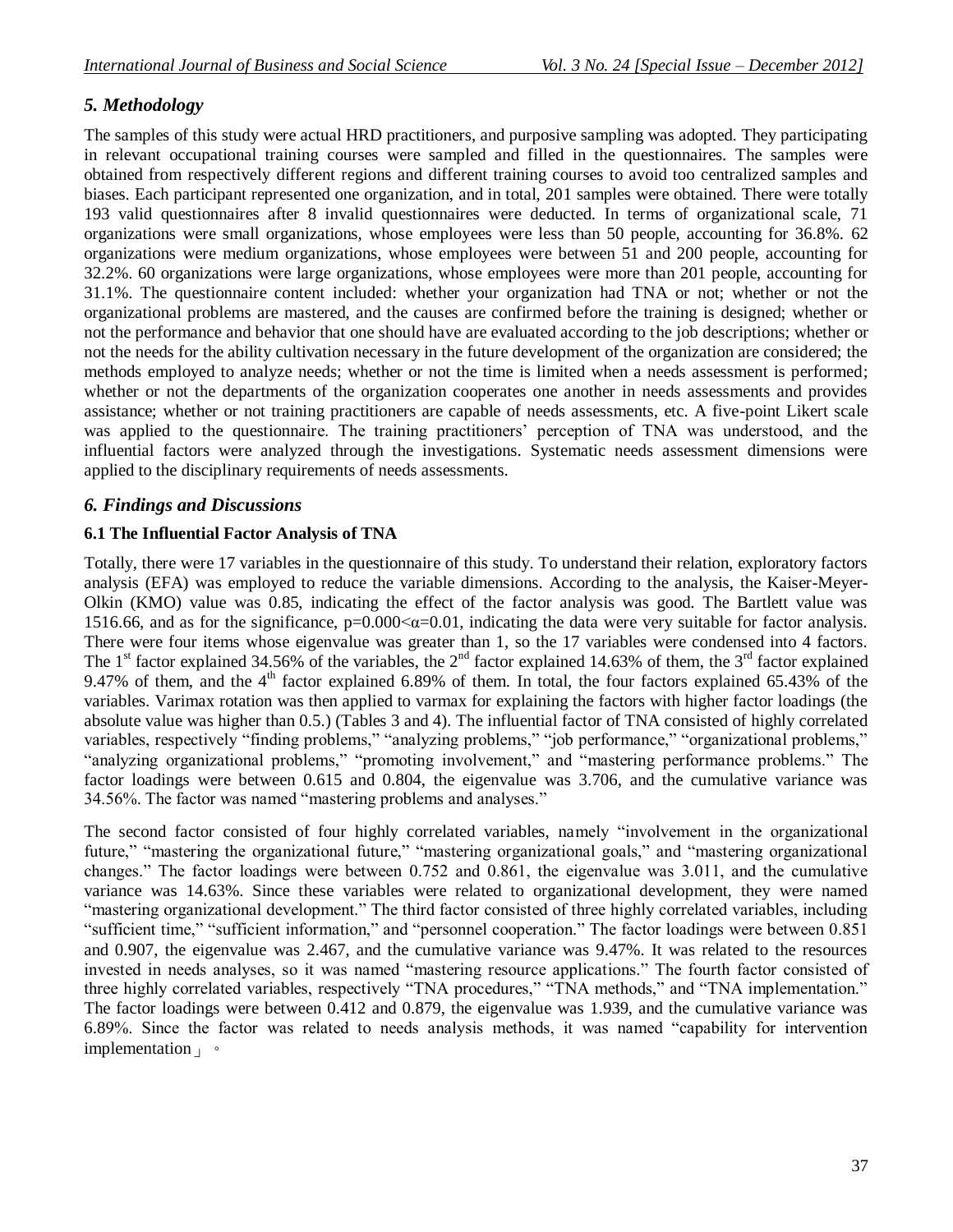## *5. Methodology*

The samples of this study were actual HRD practitioners, and purposive sampling was adopted. They participating in relevant occupational training courses were sampled and filled in the questionnaires. The samples were obtained from respectively different regions and different training courses to avoid too centralized samples and biases. Each participant represented one organization, and in total, 201 samples were obtained. There were totally 193 valid questionnaires after 8 invalid questionnaires were deducted. In terms of organizational scale, 71 organizations were small organizations, whose employees were less than 50 people, accounting for 36.8%. 62 organizations were medium organizations, whose employees were between 51 and 200 people, accounting for 32.2%. 60 organizations were large organizations, whose employees were more than 201 people, accounting for 31.1%. The questionnaire content included: whether your organization had TNA or not; whether or not the organizational problems are mastered, and the causes are confirmed before the training is designed; whether or not the performance and behavior that one should have are evaluated according to the job descriptions; whether or not the needs for the ability cultivation necessary in the future development of the organization are considered; the methods employed to analyze needs; whether or not the time is limited when a needs assessment is performed; whether or not the departments of the organization cooperates one another in needs assessments and provides assistance; whether or not training practitioners are capable of needs assessments, etc. A five-point Likert scale was applied to the questionnaire. The training practitioners' perception of TNA was understood, and the influential factors were analyzed through the investigations. Systematic needs assessment dimensions were applied to the disciplinary requirements of needs assessments.

## *6. Findings and Discussions*

### 6.1 The Influential Factor Analysis of TNA

Totally, there were 17 variables in the questionnaire of this study. To understand their relation, exploratory factors analysis (EFA) was employed to reduce the variable dimensions. According to the analysis, the Kaiser-Meyer-Olkin (KMO) value was 0.85, indicating the effect of the factor analysis was good. The Bartlett value was 1516.66, and as for the significance, $p=0.000<\alpha=0.01$, indicating the data were very suitable for factor analysis. There were four items whose eigenvalue was greater than 1, so the 17 variables were condensed into 4 factors. The 1st factor explained 34.56% of the variables, the 2nd factor explained 14.63% of them, the 3rd factor explained 9.47% of them, and the 4th factor explained 6.89% of them. In total, the four factors explained 65.43% of the variables. Varimax rotation was then applied to varmax for explaining the factors with higher factor loadings (the absolute value was higher than 0.5.) (Tables 3 and 4). The influential factor of TNA consisted of highly correlated variables, respectively "finding problems," "analyzing problems," "job performance," "organizational problems," "analyzing organizational problems," "promoting involvement," and "mastering performance problems." The factor loadings were between 0.615 and 0.804, the eigenvalue was 3.706, and the cumulative variance was 34.56%. The factor was named "mastering problems and analyses."

The second factor consisted of four highly correlated variables, namely "involvement in the organizational future," "mastering the organizational future," "mastering organizational goals," and "mastering organizational changes." The factor loadings were between 0.752 and 0.861, the eigenvalue was 3.011, and the cumulative variance was 14.63%. Since these variables were related to organizational development, they were named "mastering organizational development." The third factor consisted of three highly correlated variables, including "sufficient time," "sufficient information," and "personnel cooperation." The factor loadings were between 0.851 and 0.907, the eigenvalue was 2.467, and the cumulative variance was 9.47%. It was related to the resources invested in needs analyses, so it was named "mastering resource applications." The fourth factor consisted of three highly correlated variables, respectively "TNA procedures," "TNA methods," and "TNA implementation." The factor loadings were between 0.412 and 0.879, the eigenvalue was 1.939, and the cumulative variance was 6.89%. Since the factor was related to needs analysis methods, it was named "capability for intervention implementation」。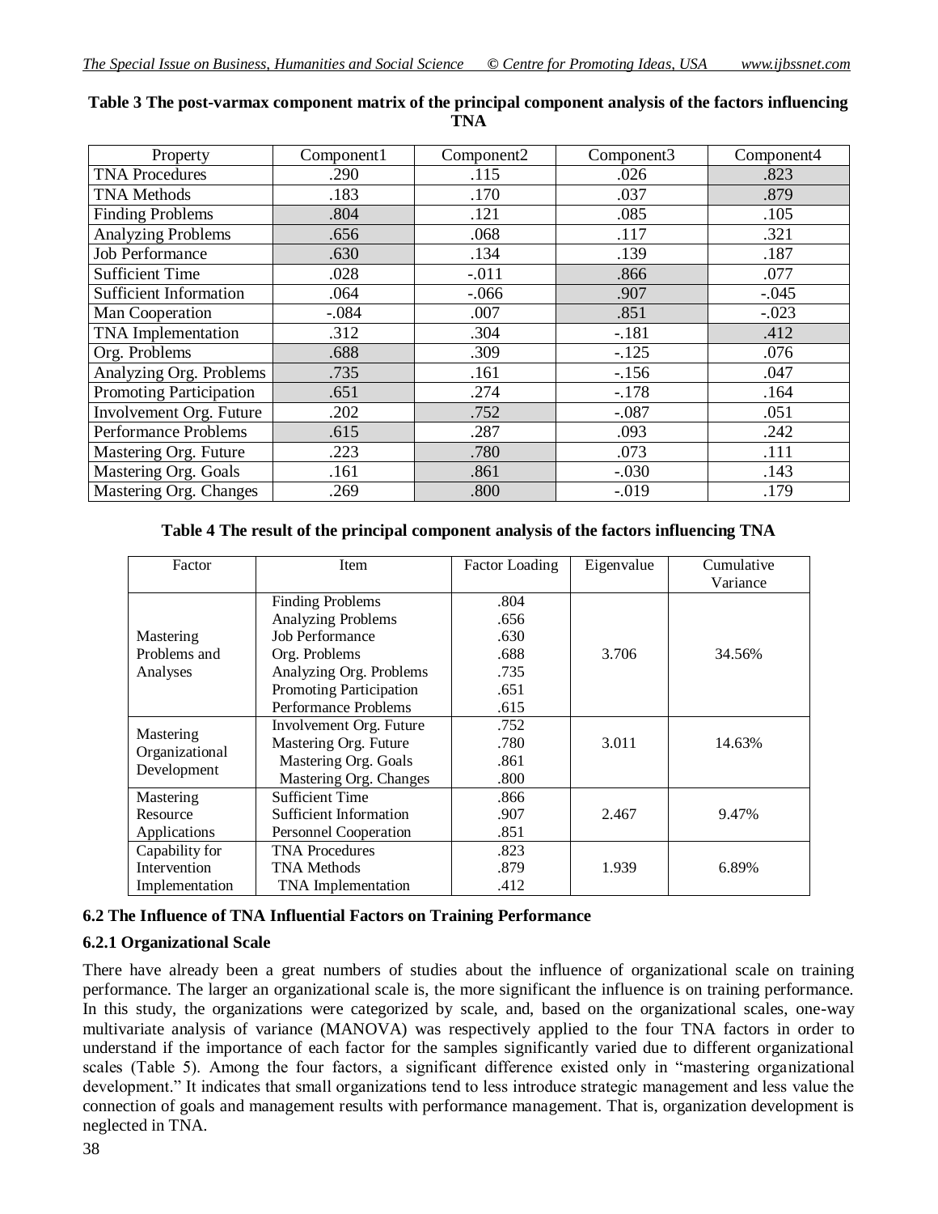**Table 3 The post-varmax component matrix of the principal component analysis of the factors influencing TNA**

| Property | Component1 | Component2 | Component3 | Component4 |
|---|---|---|---|---|
| TNA Procedures | .290 | .115 | .026 | .823 |
| TNA Methods | .183 | .170 | .037 | .879 |
| Finding Problems | .804 | .121 | .085 | .105 |
| Analyzing Problems | .656 | .068 | .117 | .321 |
| Job Performance | .630 | .134 | .139 | .187 |
| Sufficient Time | .028 | -.011 | .866 | .077 |
| Sufficient Information | .064 | -.066 | .907 | -.045 |
| Man Cooperation | -.084 | .007 | .851 | -.023 |
| TNA Implementation | .312 | .304 | -.181 | .412 |
| Org. Problems | .688 | .309 | -.125 | .076 |
| Analyzing Org. Problems | .735 | .161 | -.156 | .047 |
| Promoting Participation | .651 | .274 | -.178 | .164 |
| Involvement Org. Future | .202 | .752 | -.087 | .051 |
| Performance Problems | .615 | .287 | .093 | .242 |
| Mastering Org. Future | .223 | .780 | .073 | .111 |
| Mastering Org. Goals | .161 | .861 | -.030 | .143 |
| Mastering Org. Changes | .269 | .800 | -.019 | .179 |

**Table 4 The result of the principal component analysis of the factors influencing TNA**

| Factor | Item | Factor Loading | Eigenvalue | Cumulative Variance |
|---|---|---|---|---|
| Mastering Problems and Analyses | Finding Problems | .804 | 3.706 | 34.56% |
| | Analyzing Problems | .656 | | |
| | Job Performance | .630 | | |
| | Org. Problems | .688 | | |
| | Analyzing Org. Problems | .735 | | |
| | Promoting Participation | .651 | | |
| | Performance Problems | .615 | | |
| Mastering Organizational Development | Involvement Org. Future | .752 | 3.011 | 14.63% |
| | Mastering Org. Future | .780 | | |
| | Mastering Org. Goals | .861 | | |
| | Mastering Org. Changes | .800 | | |
| Mastering Resource Applications | Sufficient Time | .866 | 2.467 | 9.47% |
| | Sufficient Information | .907 | | |
| | Personnel Cooperation | .851 | | |
| Capability for Intervention Implementation | TNA Procedures | .823 | 1.939 | 6.89% |
| | TNA Methods | .879 | | |
| | TNA Implementation | .412 | | |

### 6.2 The Influence of TNA Influential Factors on Training Performance

#### 6.2.1 Organizational Scale

There have already been a great numbers of studies about the influence of organizational scale on training performance. The larger an organizational scale is, the more significant the influence is on training performance. In this study, the organizations were categorized by scale, and, based on the organizational scales, one-way multivariate analysis of variance (MANOVA) was respectively applied to the four TNA factors in order to understand if the importance of each factor for the samples significantly varied due to different organizational scales (Table 5). Among the four factors, a significant difference existed only in "mastering organizational development." It indicates that small organizations tend to less introduce strategic management and less value the connection of goals and management results with performance management. That is, organization development is neglected in TNA.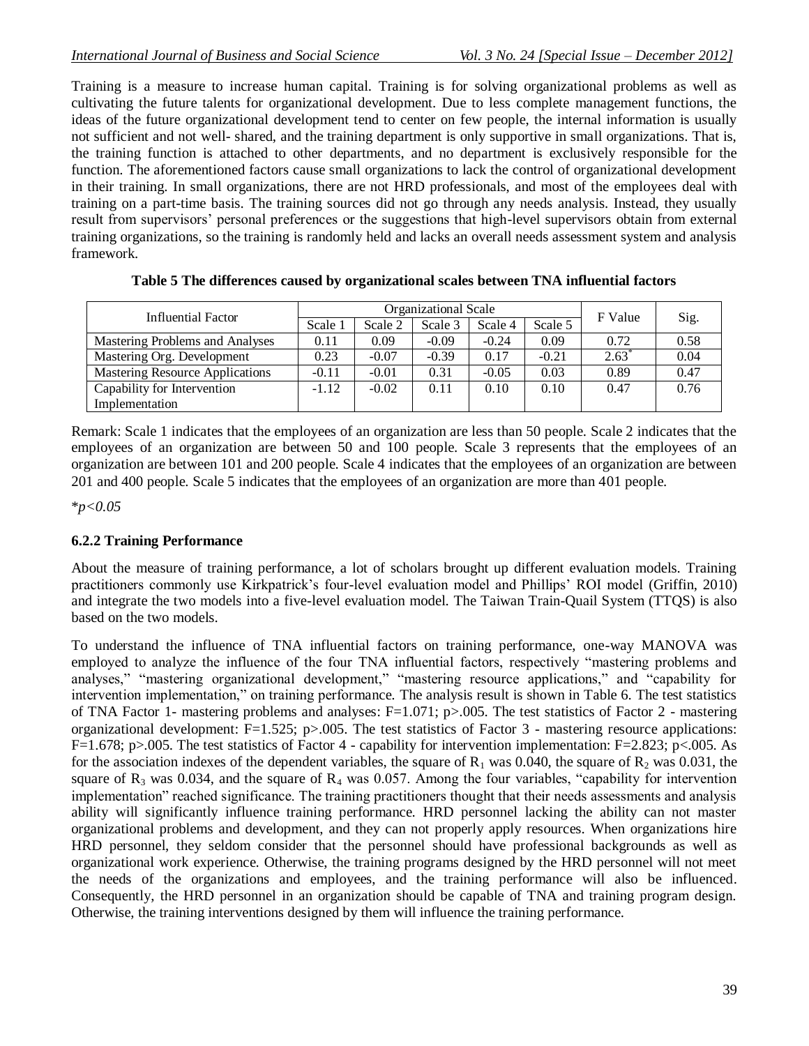Training is a measure to increase human capital. Training is for solving organizational problems as well as cultivating the future talents for organizational development. Due to less complete management functions, the ideas of the future organizational development tend to center on few people, the internal information is usually not sufficient and not well- shared, and the training department is only supportive in small organizations. That is, the training function is attached to other departments, and no department is exclusively responsible for the function. The aforementioned factors cause small organizations to lack the control of organizational development in their training. In small organizations, there are not HRD professionals, and most of the employees deal with training on a part-time basis. The training sources did not go through any needs analysis. Instead, they usually result from supervisors' personal preferences or the suggestions that high-level supervisors obtain from external training organizations, so the training is randomly held and lacks an overall needs assessment system and analysis framework.

**Table 5 The differences caused by organizational scales between TNA influential factors**

| Influential Factor | Organizational Scale | | | | | F Value | Sig. |
|---|---|---|---|---|---|---|---|
| | Scale 1 | Scale 2 | Scale 3 | Scale 4 | Scale 5 | | |
| Mastering Problems and Analyses | 0.11 | 0.09 | -0.09 | -0.24 | 0.09 | 0.72 | 0.58 |
| Mastering Org. Development | 0.23 | -0.07 | -0.39 | 0.17 | -0.21 | 2.63* | 0.04 |
| Mastering Resource Applications | -0.11 | -0.01 | 0.31 | -0.05 | 0.03 | 0.89 | 0.47 |
| Capability for Intervention Implementation | -1.12 | -0.02 | 0.11 | 0.10 | 0.10 | 0.47 | 0.76 |

Remark: Scale 1 indicates that the employees of an organization are less than 50 people. Scale 2 indicates that the employees of an organization are between 50 and 100 people. Scale 3 represents that the employees of an organization are between 101 and 200 people. Scale 4 indicates that the employees of an organization are between 201 and 400 people. Scale 5 indicates that the employees of an organization are more than 401 people.

*$p<0.05$

### 6.2.2 Training Performance

About the measure of training performance, a lot of scholars brought up different evaluation models. Training practitioners commonly use Kirkpatrick's four-level evaluation model and Phillips' ROI model (Griffin, 2010) and integrate the two models into a five-level evaluation model. The Taiwan Train-Quail System (TTQS) is also based on the two models.

To understand the influence of TNA influential factors on training performance, one-way MANOVA was employed to analyze the influence of the four TNA influential factors, respectively "mastering problems and analyses," "mastering organizational development," "mastering resource applications," and "capability for intervention implementation," on training performance. The analysis result is shown in Table 6. The test statistics of TNA Factor 1- mastering problems and analyses: $F=1.071$; $p>.005$. The test statistics of Factor 2 - mastering organizational development: $F=1.525$; $p>.005$. The test statistics of Factor 3 - mastering resource applications: $F=1.678$; $p>.005$. The test statistics of Factor 4 - capability for intervention implementation: $F=2.823$; $p<.005$. As for the association indexes of the dependent variables, the square of $R_1$ was 0.040, the square of $R_2$ was 0.031, the square of $R_3$ was 0.034, and the square of $R_4$ was 0.057. Among the four variables, "capability for intervention implementation" reached significance. The training practitioners thought that their needs assessments and analysis ability will significantly influence training performance. HRD personnel lacking the ability can not master organizational problems and development, and they can not properly apply resources. When organizations hire HRD personnel, they seldom consider that the personnel should have professional backgrounds as well as organizational work experience. Otherwise, the training programs designed by the HRD personnel will not meet the needs of the organizations and employees, and the training performance will also be influenced. Consequently, the HRD personnel in an organization should be capable of TNA and training program design. Otherwise, the training interventions designed by them will influence the training performance.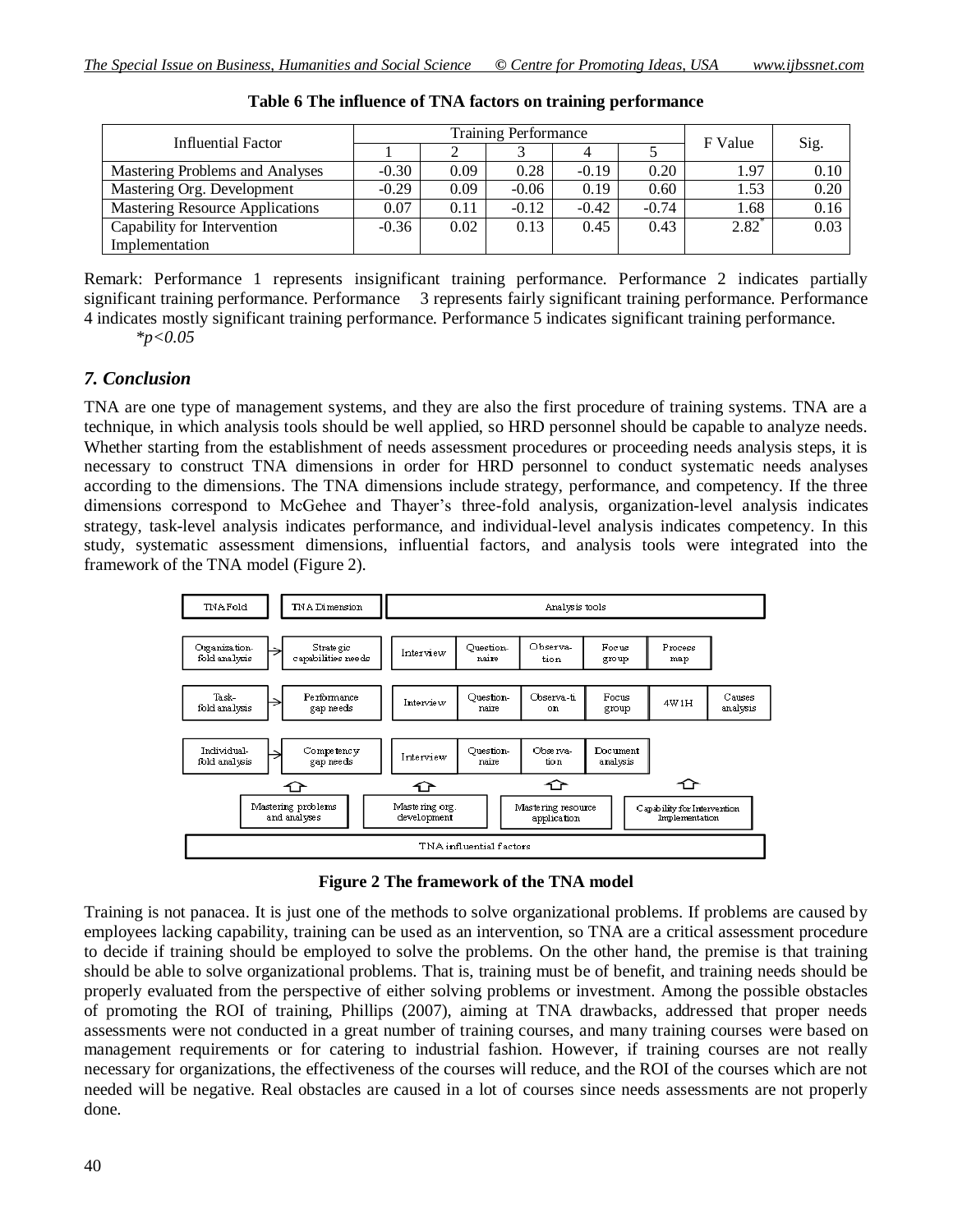**Table 6 The influence of TNA factors on training performance**

| Influential Factor | Training Performance | | | | | F Value | Sig. |
|---|---|---|---|---|---|---|---|
| | 1 | 2 | 3 | 4 | 5 | | |
| Mastering Problems and Analyses | -0.30 | 0.09 | 0.28 | -0.19 | 0.20 | 1.97 | 0.10 |
| Mastering Org. Development | -0.29 | 0.09 | -0.06 | 0.19 | 0.60 | 1.53 | 0.20 |
| Mastering Resource Applications | 0.07 | 0.11 | -0.12 | -0.42 | -0.74 | 1.68 | 0.16 |
| Capability for Intervention Implementation | -0.36 | 0.02 | 0.13 | 0.45 | 0.43 | 2.82* | 0.03 |

Remark: Performance 1 represents insignificant training performance. Performance 2 indicates partially significant training performance. Performance 3 represents fairly significant training performance. Performance 4 indicates mostly significant training performance. Performance 5 indicates significant training performance.

*$p<0.05$

## 7. Conclusion

TNA are one type of management systems, and they are also the first procedure of training systems. TNA are a technique, in which analysis tools should be well applied, so HRD personnel should be capable to analyze needs. Whether starting from the establishment of needs assessment procedures or proceeding needs analysis steps, it is necessary to construct TNA dimensions in order for HRD personnel to conduct systematic needs analyses according to the dimensions. The TNA dimensions include strategy, performance, and competency. If the three dimensions correspond to McGehee and Thayer's three-fold analysis, organization-level analysis indicates strategy, task-level analysis indicates performance, and individual-level analysis indicates competency. In this study, systematic assessment dimensions, influential factors, and analysis tools were integrated into the framework of the TNA model (Figure 2).

| TNA Fold | TNA Dimension | Analysis tools | | | | | |
|---|---|---|---|---|---|---|---|
| Organization-fold analysis | Strategic capabilities needs | Interview | Question-naire | Observa-tion | Focus group | Process map | |
| Task-fold analysis | Performance gap needs | Interview | Question-naire | Observa-tion | Focus group | 4W1H | Causes analysis |
| Individual-fold analysis | Competency gap needs | Interview | Question-naire | Observa-tion | Document analysis | | |

TNA influential factors: Mastering problems and analyses; Mastering org. development; Mastering resource application; Capability for Intervention Implementation

**Figure 2 The framework of the TNA model**

Training is not panacea. It is just one of the methods to solve organizational problems. If problems are caused by employees lacking capability, training can be used as an intervention, so TNA are a critical assessment procedure to decide if training should be employed to solve the problems. On the other hand, the premise is that training should be able to solve organizational problems. That is, training must be of benefit, and training needs should be properly evaluated from the perspective of either solving problems or investment. Among the possible obstacles of promoting the ROI of training, Phillips (2007), aiming at TNA drawbacks, addressed that proper needs assessments were not conducted in a great number of training courses, and many training courses were based on management requirements or for catering to industrial fashion. However, if training courses are not really necessary for organizations, the effectiveness of the courses will reduce, and the ROI of the courses which are not needed will be negative. Real obstacles are caused in a lot of courses since needs assessments are not properly done.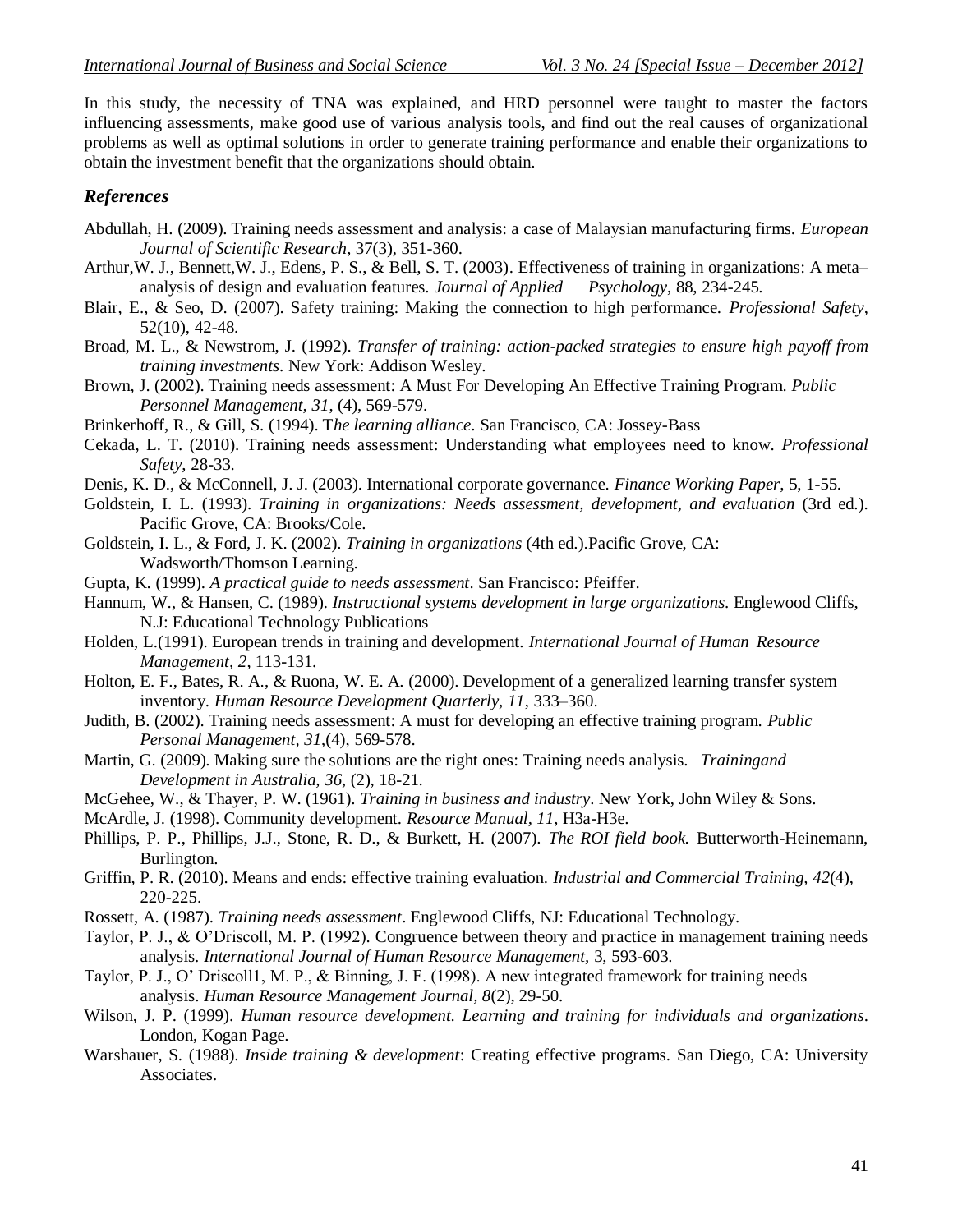In this study, the necessity of TNA was explained, and HRD personnel were taught to master the factors influencing assessments, make good use of various analysis tools, and find out the real causes of organizational problems as well as optimal solutions in order to generate training performance and enable their organizations to obtain the investment benefit that the organizations should obtain.

### *References*

Abdullah, H. (2009). Training needs assessment and analysis: a case of Malaysian manufacturing firms. *European Journal of Scientific Research*, 37(3), 351-360.

Arthur,W. J., Bennett,W. J., Edens, P. S., & Bell, S. T. (2003). Effectiveness of training in organizations: A meta–analysis of design and evaluation features. *Journal of Applied Psychology*, 88, 234-245.

Blair, E., & Seo, D. (2007). Safety training: Making the connection to high performance. *Professional Safety*, 52(10), 42-48.

Broad, M. L., & Newstrom, J. (1992). *Transfer of training: action-packed strategies to ensure high payoff from training investments*. New York: Addison Wesley.

Brown, J. (2002). Training needs assessment: A Must For Developing An Effective Training Program. *Public Personnel Management, 31*, (4), 569-579.

Brinkerhoff, R., & Gill, S. (1994). T*he learning alliance*. San Francisco, CA: Jossey-Bass

Cekada, L. T. (2010). Training needs assessment: Understanding what employees need to know. *Professional Safety*, 28-33.

Denis, K. D., & McConnell, J. J. (2003). International corporate governance. *Finance Working Paper*, 5, 1-55.

Goldstein, I. L. (1993). *Training in organizations: Needs assessment, development, and evaluation* (3rd ed.). Pacific Grove, CA: Brooks/Cole.

Goldstein, I. L., & Ford, J. K. (2002). *Training in organizations* (4th ed.).Pacific Grove, CA: Wadsworth/Thomson Learning.

Gupta, K. (1999). *A practical guide to needs assessment*. San Francisco: Pfeiffer.

Hannum, W., & Hansen, C. (1989). *Instructional systems development in large organizations*. Englewood Cliffs, N.J: Educational Technology Publications

Holden, L.(1991). European trends in training and development. *International Journal of Human Resource Management, 2,* 113-131.

Holton, E. F., Bates, R. A., & Ruona, W. E. A. (2000). Development of a generalized learning transfer system inventory. *Human Resource Development Quarterly, 11*, 333–360.

Judith, B. (2002). Training needs assessment: A must for developing an effective training program. *Public Personal Management, 31*,(4), 569-578.

Martin, G. (2009). Making sure the solutions are the right ones: Training needs analysis. *Trainingand Development in Australia, 36*, (2), 18-21.

McGehee, W., & Thayer, P. W. (1961). *Training in business and industry*. New York, John Wiley & Sons.

McArdle, J. (1998). Community development. *Resource Manual, 11*, H3a-H3e.

Phillips, P. P., Phillips, J.J., Stone, R. D., & Burkett, H. (2007). *The ROI field book.* Butterworth-Heinemann, Burlington.

Griffin, P. R. (2010). Means and ends: effective training evaluation. *Industrial and Commercial Training, 42*(4), 220-225.

Rossett, A. (1987). *Training needs assessment*. Englewood Cliffs, NJ: Educational Technology.

Taylor, P. J., & O'Driscoll, M. P. (1992). Congruence between theory and practice in management training needs analysis. *International Journal of Human Resource Management,* 3, 593-603.

Taylor, P. J., O' Driscoll1, M. P., & Binning, J. F. (1998). A new integrated framework for training needs analysis. *Human Resource Management Journal, 8*(2), 29-50.

Wilson, J. P. (1999). *Human resource development. Learning and training for individuals and organizations*. London, Kogan Page.

Warshauer, S. (1988). *Inside training & development*: Creating effective programs. San Diego, CA: University Associates.